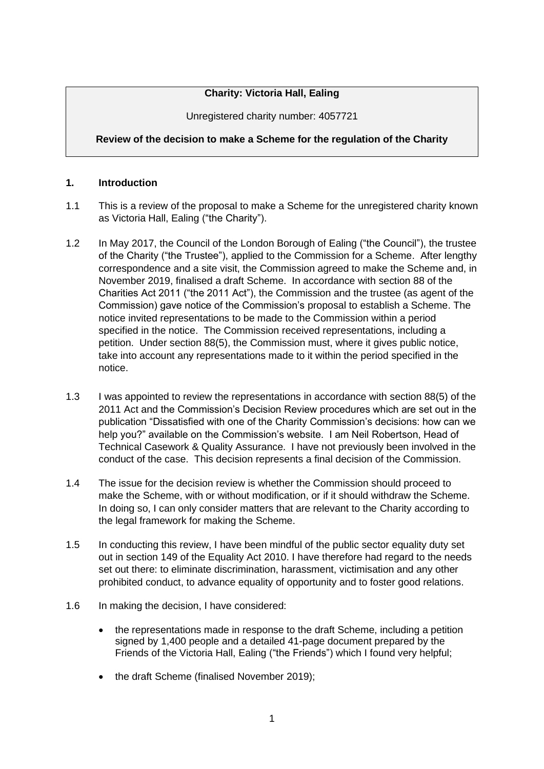**Charity: Victoria Hall, Ealing**

Unregistered charity number: 4057721

**Review of the decision to make a Scheme for the regulation of the Charity**

## 1. Introduction

1.1 This is a review of the proposal to make a Scheme for the unregistered charity known as Victoria Hall, Ealing ("the Charity").

1.2 In May 2017, the Council of the London Borough of Ealing ("the Council"), the trustee of the Charity ("the Trustee"), applied to the Commission for a Scheme. After lengthy correspondence and a site visit, the Commission agreed to make the Scheme and, in November 2019, finalised a draft Scheme. In accordance with section 88 of the Charities Act 2011 ("the 2011 Act"), the Commission and the trustee (as agent of the Commission) gave notice of the Commission's proposal to establish a Scheme. The notice invited representations to be made to the Commission within a period specified in the notice. The Commission received representations, including a petition. Under section 88(5), the Commission must, where it gives public notice, take into account any representations made to it within the period specified in the notice.

1.3 I was appointed to review the representations in accordance with section 88(5) of the 2011 Act and the Commission's Decision Review procedures which are set out in the publication "Dissatisfied with one of the Charity Commission's decisions: how can we help you?" available on the Commission's website. I am Neil Robertson, Head of Technical Casework & Quality Assurance. I have not previously been involved in the conduct of the case. This decision represents a final decision of the Commission.

1.4 The issue for the decision review is whether the Commission should proceed to make the Scheme, with or without modification, or if it should withdraw the Scheme. In doing so, I can only consider matters that are relevant to the Charity according to the legal framework for making the Scheme.

1.5 In conducting this review, I have been mindful of the public sector equality duty set out in section 149 of the Equality Act 2010. I have therefore had regard to the needs set out there: to eliminate discrimination, harassment, victimisation and any other prohibited conduct, to advance equality of opportunity and to foster good relations.

1.6 In making the decision, I have considered:

- the representations made in response to the draft Scheme, including a petition signed by 1,400 people and a detailed 41-page document prepared by the Friends of the Victoria Hall, Ealing ("the Friends") which I found very helpful;
- the draft Scheme (finalised November 2019);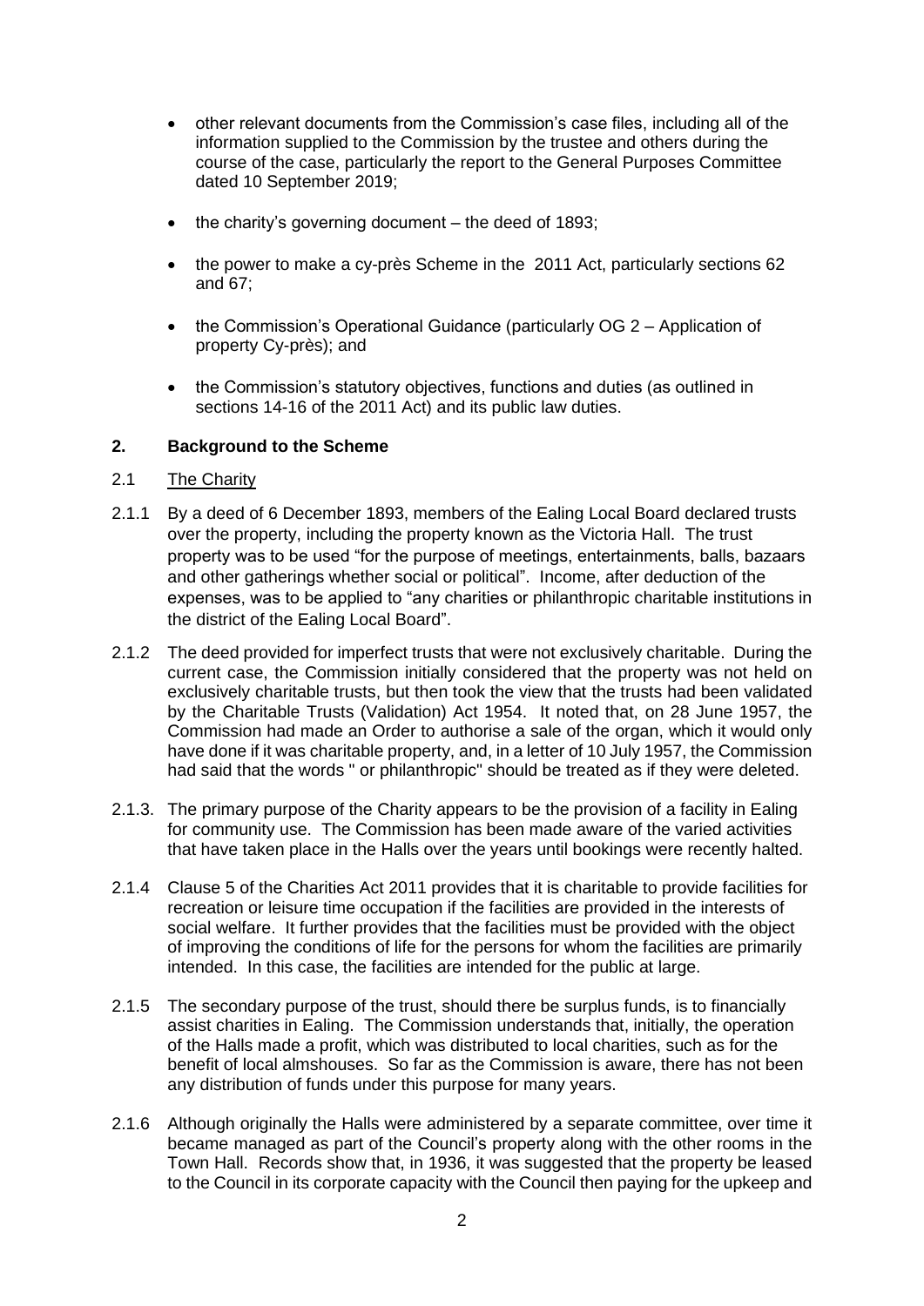- other relevant documents from the Commission's case files, including all of the information supplied to the Commission by the trustee and others during the course of the case, particularly the report to the General Purposes Committee dated 10 September 2019;

- the charity's governing document – the deed of 1893;

- the power to make a cy-près Scheme in the 2011 Act, particularly sections 62 and 67;

- the Commission's Operational Guidance (particularly OG 2 – Application of property Cy-près); and

- the Commission's statutory objectives, functions and duties (as outlined in sections 14-16 of the 2011 Act) and its public law duties.

## 2. Background to the Scheme

2.1 <u>The Charity</u>

2.1.1 By a deed of 6 December 1893, members of the Ealing Local Board declared trusts over the property, including the property known as the Victoria Hall. The trust property was to be used "for the purpose of meetings, entertainments, balls, bazaars and other gatherings whether social or political". Income, after deduction of the expenses, was to be applied to "any charities or philanthropic charitable institutions in the district of the Ealing Local Board".

2.1.2 The deed provided for imperfect trusts that were not exclusively charitable. During the current case, the Commission initially considered that the property was not held on exclusively charitable trusts, but then took the view that the trusts had been validated by the Charitable Trusts (Validation) Act 1954. It noted that, on 28 June 1957, the Commission had made an Order to authorise a sale of the organ, which it would only have done if it was charitable property, and, in a letter of 10 July 1957, the Commission had said that the words " or philanthropic" should be treated as if they were deleted.

2.1.3. The primary purpose of the Charity appears to be the provision of a facility in Ealing for community use. The Commission has been made aware of the varied activities that have taken place in the Halls over the years until bookings were recently halted.

2.1.4 Clause 5 of the Charities Act 2011 provides that it is charitable to provide facilities for recreation or leisure time occupation if the facilities are provided in the interests of social welfare. It further provides that the facilities must be provided with the object of improving the conditions of life for the persons for whom the facilities are primarily intended. In this case, the facilities are intended for the public at large.

2.1.5 The secondary purpose of the trust, should there be surplus funds, is to financially assist charities in Ealing. The Commission understands that, initially, the operation of the Halls made a profit, which was distributed to local charities, such as for the benefit of local almshouses. So far as the Commission is aware, there has not been any distribution of funds under this purpose for many years.

2.1.6 Although originally the Halls were administered by a separate committee, over time it became managed as part of the Council's property along with the other rooms in the Town Hall. Records show that, in 1936, it was suggested that the property be leased to the Council in its corporate capacity with the Council then paying for the upkeep and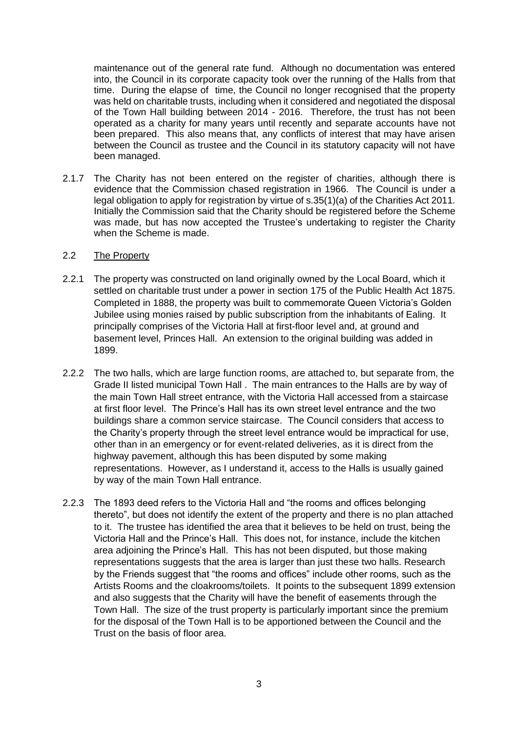maintenance out of the general rate fund. Although no documentation was entered into, the Council in its corporate capacity took over the running of the Halls from that time. During the elapse of time, the Council no longer recognised that the property was held on charitable trusts, including when it considered and negotiated the disposal of the Town Hall building between 2014 - 2016. Therefore, the trust has not been operated as a charity for many years until recently and separate accounts have not been prepared. This also means that, any conflicts of interest that may have arisen between the Council as trustee and the Council in its statutory capacity will not have been managed.

2.1.7 The Charity has not been entered on the register of charities, although there is evidence that the Commission chased registration in 1966. The Council is under a legal obligation to apply for registration by virtue of s.35(1)(a) of the Charities Act 2011. Initially the Commission said that the Charity should be registered before the Scheme was made, but has now accepted the Trustee's undertaking to register the Charity when the Scheme is made.

2.2 The Property

2.2.1 The property was constructed on land originally owned by the Local Board, which it settled on charitable trust under a power in section 175 of the Public Health Act 1875. Completed in 1888, the property was built to commemorate Queen Victoria's Golden Jubilee using monies raised by public subscription from the inhabitants of Ealing. It principally comprises of the Victoria Hall at first-floor level and, at ground and basement level, Princes Hall. An extension to the original building was added in 1899.

2.2.2 The two halls, which are large function rooms, are attached to, but separate from, the Grade II listed municipal Town Hall . The main entrances to the Halls are by way of the main Town Hall street entrance, with the Victoria Hall accessed from a staircase at first floor level. The Prince's Hall has its own street level entrance and the two buildings share a common service staircase. The Council considers that access to the Charity's property through the street level entrance would be impractical for use, other than in an emergency or for event-related deliveries, as it is direct from the highway pavement, although this has been disputed by some making representations. However, as I understand it, access to the Halls is usually gained by way of the main Town Hall entrance.

2.2.3 The 1893 deed refers to the Victoria Hall and "the rooms and offices belonging thereto", but does not identify the extent of the property and there is no plan attached to it. The trustee has identified the area that it believes to be held on trust, being the Victoria Hall and the Prince's Hall. This does not, for instance, include the kitchen area adjoining the Prince's Hall. This has not been disputed, but those making representations suggests that the area is larger than just these two halls. Research by the Friends suggest that "the rooms and offices" include other rooms, such as the Artists Rooms and the cloakrooms/toilets. It points to the subsequent 1899 extension and also suggests that the Charity will have the benefit of easements through the Town Hall. The size of the trust property is particularly important since the premium for the disposal of the Town Hall is to be apportioned between the Council and the Trust on the basis of floor area.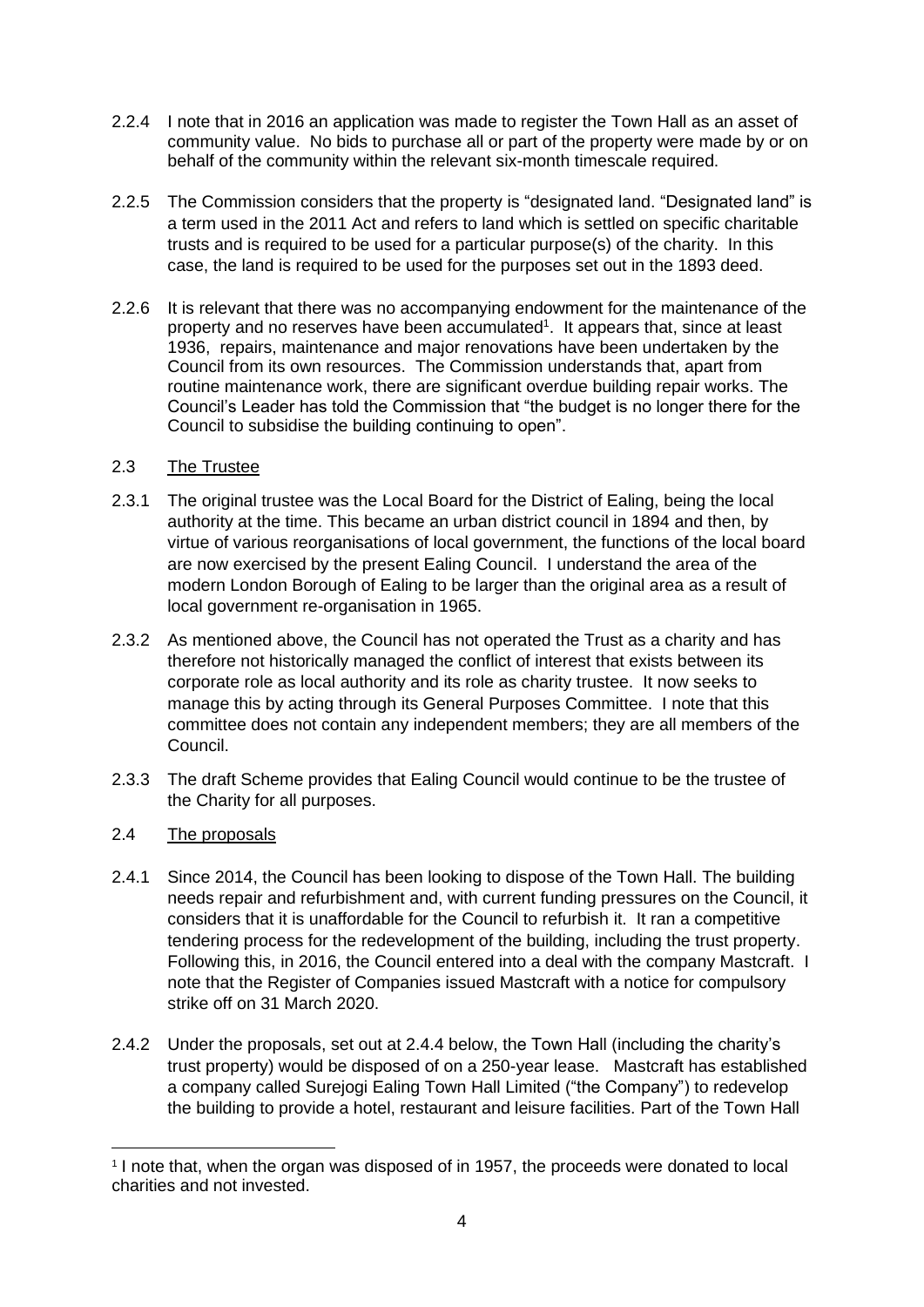2.2.4 I note that in 2016 an application was made to register the Town Hall as an asset of community value. No bids to purchase all or part of the property were made by or on behalf of the community within the relevant six-month timescale required.

2.2.5 The Commission considers that the property is "designated land. "Designated land" is a term used in the 2011 Act and refers to land which is settled on specific charitable trusts and is required to be used for a particular purpose(s) of the charity. In this case, the land is required to be used for the purposes set out in the 1893 deed.

2.2.6 It is relevant that there was no accompanying endowment for the maintenance of the property and no reserves have been accumulated[1]. It appears that, since at least 1936, repairs, maintenance and major renovations have been undertaken by the Council from its own resources. The Commission understands that, apart from routine maintenance work, there are significant overdue building repair works. The Council's Leader has told the Commission that "the budget is no longer there for the Council to subsidise the building continuing to open".

## 2.3 The Trustee

2.3.1 The original trustee was the Local Board for the District of Ealing, being the local authority at the time. This became an urban district council in 1894 and then, by virtue of various reorganisations of local government, the functions of the local board are now exercised by the present Ealing Council. I understand the area of the modern London Borough of Ealing to be larger than the original area as a result of local government re-organisation in 1965.

2.3.2 As mentioned above, the Council has not operated the Trust as a charity and has therefore not historically managed the conflict of interest that exists between its corporate role as local authority and its role as charity trustee. It now seeks to manage this by acting through its General Purposes Committee. I note that this committee does not contain any independent members; they are all members of the Council.

2.3.3 The draft Scheme provides that Ealing Council would continue to be the trustee of the Charity for all purposes.

## 2.4 The proposals

2.4.1 Since 2014, the Council has been looking to dispose of the Town Hall. The building needs repair and refurbishment and, with current funding pressures on the Council, it considers that it is unaffordable for the Council to refurbish it. It ran a competitive tendering process for the redevelopment of the building, including the trust property. Following this, in 2016, the Council entered into a deal with the company Mastcraft. I note that the Register of Companies issued Mastcraft with a notice for compulsory strike off on 31 March 2020.

2.4.2 Under the proposals, set out at 2.4.4 below, the Town Hall (including the charity's trust property) would be disposed of on a 250-year lease. Mastcraft has established a company called Surejogi Ealing Town Hall Limited ("the Company") to redevelop the building to provide a hotel, restaurant and leisure facilities. Part of the Town Hall

[1] I note that, when the organ was disposed of in 1957, the proceeds were donated to local charities and not invested.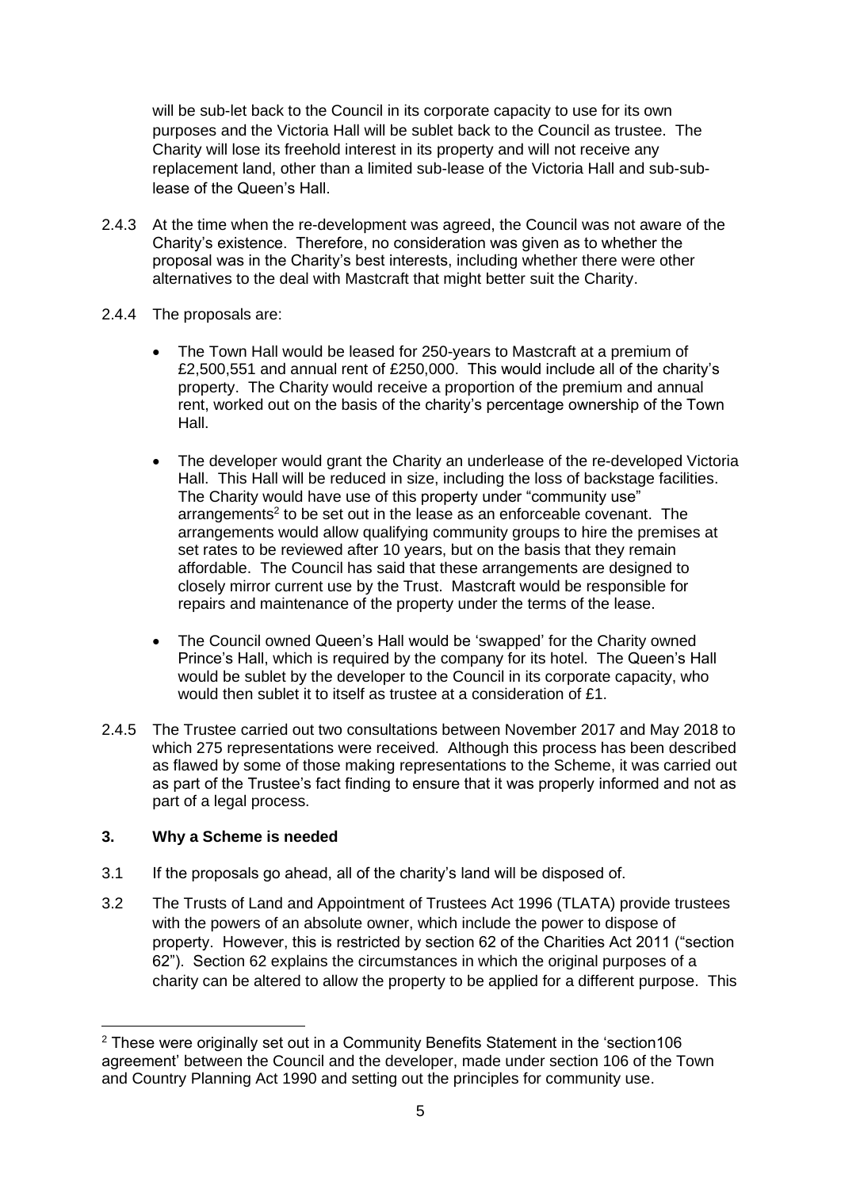will be sub-let back to the Council in its corporate capacity to use for its own purposes and the Victoria Hall will be sublet back to the Council as trustee. The Charity will lose its freehold interest in its property and will not receive any replacement land, other than a limited sub-lease of the Victoria Hall and sub-sub-lease of the Queen's Hall.

2.4.3 At the time when the re-development was agreed, the Council was not aware of the Charity's existence. Therefore, no consideration was given as to whether the proposal was in the Charity's best interests, including whether there were other alternatives to the deal with Mastcraft that might better suit the Charity.

2.4.4 The proposals are:

- The Town Hall would be leased for 250-years to Mastcraft at a premium of £2,500,551 and annual rent of £250,000. This would include all of the charity's property. The Charity would receive a proportion of the premium and annual rent, worked out on the basis of the charity's percentage ownership of the Town Hall.
- The developer would grant the Charity an underlease of the re-developed Victoria Hall. This Hall will be reduced in size, including the loss of backstage facilities. The Charity would have use of this property under "community use" arrangements[2] to be set out in the lease as an enforceable covenant. The arrangements would allow qualifying community groups to hire the premises at set rates to be reviewed after 10 years, but on the basis that they remain affordable. The Council has said that these arrangements are designed to closely mirror current use by the Trust. Mastcraft would be responsible for repairs and maintenance of the property under the terms of the lease.
- The Council owned Queen's Hall would be 'swapped' for the Charity owned Prince's Hall, which is required by the company for its hotel. The Queen's Hall would be sublet by the developer to the Council in its corporate capacity, who would then sublet it to itself as trustee at a consideration of £1.

2.4.5 The Trustee carried out two consultations between November 2017 and May 2018 to which 275 representations were received. Although this process has been described as flawed by some of those making representations to the Scheme, it was carried out as part of the Trustee's fact finding to ensure that it was properly informed and not as part of a legal process.

## 3. Why a Scheme is needed

3.1 If the proposals go ahead, all of the charity's land will be disposed of.

3.2 The Trusts of Land and Appointment of Trustees Act 1996 (TLATA) provide trustees with the powers of an absolute owner, which include the power to dispose of property. However, this is restricted by section 62 of the Charities Act 2011 ("section 62"). Section 62 explains the circumstances in which the original purposes of a charity can be altered to allow the property to be applied for a different purpose. This

---

[2] These were originally set out in a Community Benefits Statement in the 'section106 agreement' between the Council and the developer, made under section 106 of the Town and Country Planning Act 1990 and setting out the principles for community use.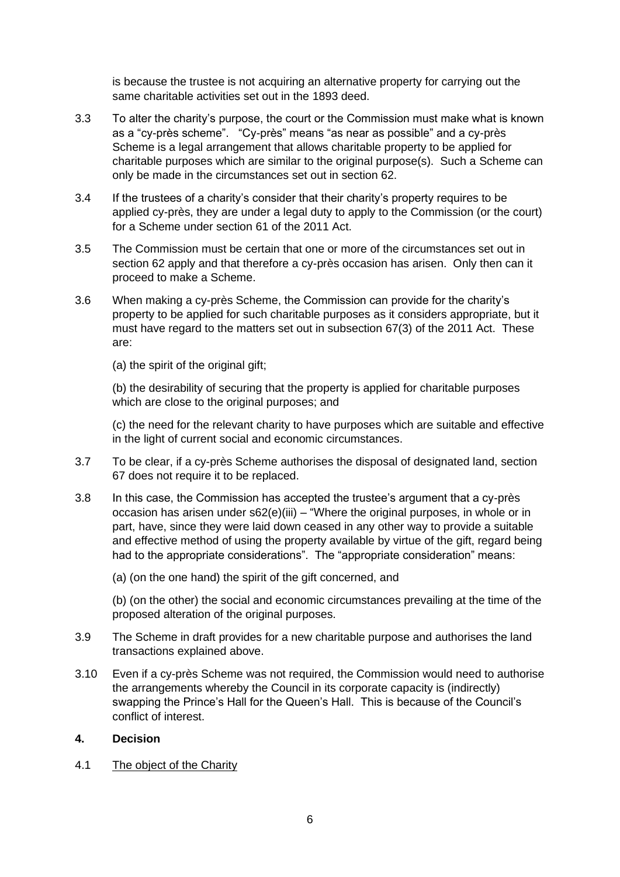is because the trustee is not acquiring an alternative property for carrying out the same charitable activities set out in the 1893 deed.

3.3 To alter the charity's purpose, the court or the Commission must make what is known as a "cy-près scheme". "Cy-près" means "as near as possible" and a cy-près Scheme is a legal arrangement that allows charitable property to be applied for charitable purposes which are similar to the original purpose(s). Such a Scheme can only be made in the circumstances set out in section 62.

3.4 If the trustees of a charity's consider that their charity's property requires to be applied cy-près, they are under a legal duty to apply to the Commission (or the court) for a Scheme under section 61 of the 2011 Act.

3.5 The Commission must be certain that one or more of the circumstances set out in section 62 apply and that therefore a cy-près occasion has arisen. Only then can it proceed to make a Scheme.

3.6 When making a cy-près Scheme, the Commission can provide for the charity's property to be applied for such charitable purposes as it considers appropriate, but it must have regard to the matters set out in subsection 67(3) of the 2011 Act. These are:

(a) the spirit of the original gift;

(b) the desirability of securing that the property is applied for charitable purposes which are close to the original purposes; and

(c) the need for the relevant charity to have purposes which are suitable and effective in the light of current social and economic circumstances.

3.7 To be clear, if a cy-près Scheme authorises the disposal of designated land, section 67 does not require it to be replaced.

3.8 In this case, the Commission has accepted the trustee's argument that a cy-près occasion has arisen under s62(e)(iii) – "Where the original purposes, in whole or in part, have, since they were laid down ceased in any other way to provide a suitable and effective method of using the property available by virtue of the gift, regard being had to the appropriate considerations". The "appropriate consideration" means:

(a) (on the one hand) the spirit of the gift concerned, and

(b) (on the other) the social and economic circumstances prevailing at the time of the proposed alteration of the original purposes.

3.9 The Scheme in draft provides for a new charitable purpose and authorises the land transactions explained above.

3.10 Even if a cy-près Scheme was not required, the Commission would need to authorise the arrangements whereby the Council in its corporate capacity is (indirectly) swapping the Prince's Hall for the Queen's Hall. This is because of the Council's conflict of interest.

## 4. Decision

4.1 The object of the Charity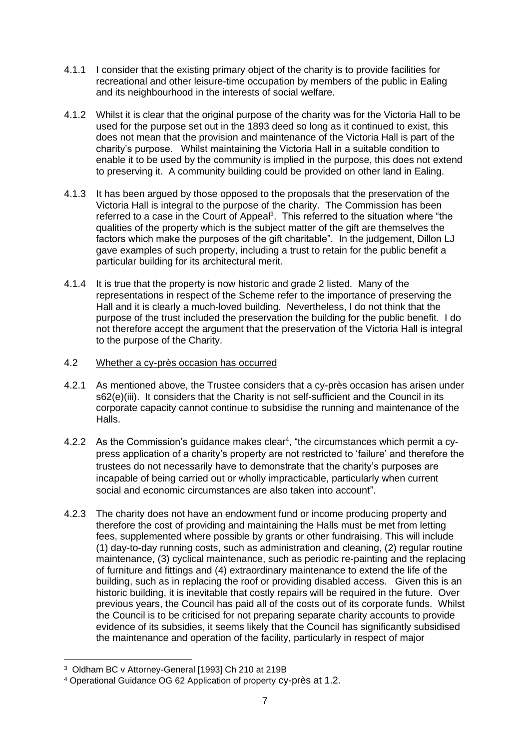4.1.1 I consider that the existing primary object of the charity is to provide facilities for recreational and other leisure-time occupation by members of the public in Ealing and its neighbourhood in the interests of social welfare.

4.1.2 Whilst it is clear that the original purpose of the charity was for the Victoria Hall to be used for the purpose set out in the 1893 deed so long as it continued to exist, this does not mean that the provision and maintenance of the Victoria Hall is part of the charity's purpose. Whilst maintaining the Victoria Hall in a suitable condition to enable it to be used by the community is implied in the purpose, this does not extend to preserving it. A community building could be provided on other land in Ealing.

4.1.3 It has been argued by those opposed to the proposals that the preservation of the Victoria Hall is integral to the purpose of the charity. The Commission has been referred to a case in the Court of Appeal[3]. This referred to the situation where "the qualities of the property which is the subject matter of the gift are themselves the factors which make the purposes of the gift charitable". In the judgement, Dillon LJ gave examples of such property, including a trust to retain for the public benefit a particular building for its architectural merit.

4.1.4 It is true that the property is now historic and grade 2 listed. Many of the representations in respect of the Scheme refer to the importance of preserving the Hall and it is clearly a much-loved building. Nevertheless, I do not think that the purpose of the trust included the preservation the building for the public benefit. I do not therefore accept the argument that the preservation of the Victoria Hall is integral to the purpose of the Charity.

4.2 <u>Whether a cy-près occasion has occurred</u>

4.2.1 As mentioned above, the Trustee considers that a cy-près occasion has arisen under s62(e)(iii). It considers that the Charity is not self-sufficient and the Council in its corporate capacity cannot continue to subsidise the running and maintenance of the Halls.

4.2.2 As the Commission's guidance makes clear[4], "the circumstances which permit a cy-press application of a charity's property are not restricted to 'failure' and therefore the trustees do not necessarily have to demonstrate that the charity's purposes are incapable of being carried out or wholly impracticable, particularly when current social and economic circumstances are also taken into account".

4.2.3 The charity does not have an endowment fund or income producing property and therefore the cost of providing and maintaining the Halls must be met from letting fees, supplemented where possible by grants or other fundraising. This will include (1) day-to-day running costs, such as administration and cleaning, (2) regular routine maintenance, (3) cyclical maintenance, such as periodic re-painting and the replacing of furniture and fittings and (4) extraordinary maintenance to extend the life of the building, such as in replacing the roof or providing disabled access. Given this is an historic building, it is inevitable that costly repairs will be required in the future. Over previous years, the Council has paid all of the costs out of its corporate funds. Whilst the Council is to be criticised for not preparing separate charity accounts to provide evidence of its subsidies, it seems likely that the Council has significantly subsidised the maintenance and operation of the facility, particularly in respect of major

---

[3] Oldham BC v Attorney-General [1993] Ch 210 at 219B

[4] Operational Guidance OG 62 Application of property cy-près at 1.2.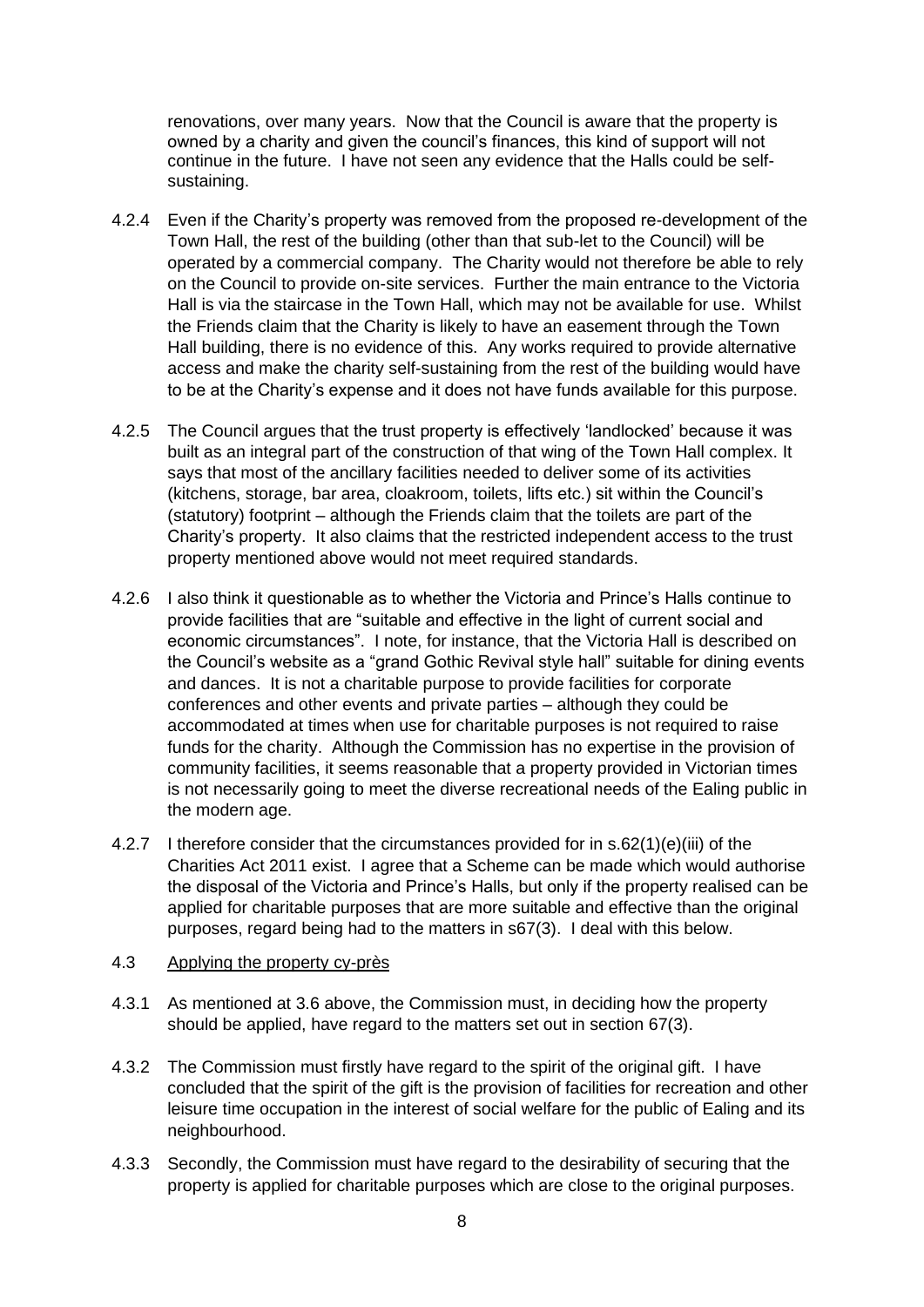renovations, over many years. Now that the Council is aware that the property is owned by a charity and given the council's finances, this kind of support will not continue in the future. I have not seen any evidence that the Halls could be self-sustaining.

4.2.4 Even if the Charity's property was removed from the proposed re-development of the Town Hall, the rest of the building (other than that sub-let to the Council) will be operated by a commercial company. The Charity would not therefore be able to rely on the Council to provide on-site services. Further the main entrance to the Victoria Hall is via the staircase in the Town Hall, which may not be available for use. Whilst the Friends claim that the Charity is likely to have an easement through the Town Hall building, there is no evidence of this. Any works required to provide alternative access and make the charity self-sustaining from the rest of the building would have to be at the Charity's expense and it does not have funds available for this purpose.

4.2.5 The Council argues that the trust property is effectively 'landlocked' because it was built as an integral part of the construction of that wing of the Town Hall complex. It says that most of the ancillary facilities needed to deliver some of its activities (kitchens, storage, bar area, cloakroom, toilets, lifts etc.) sit within the Council's (statutory) footprint – although the Friends claim that the toilets are part of the Charity's property. It also claims that the restricted independent access to the trust property mentioned above would not meet required standards.

4.2.6 I also think it questionable as to whether the Victoria and Prince's Halls continue to provide facilities that are "suitable and effective in the light of current social and economic circumstances". I note, for instance, that the Victoria Hall is described on the Council's website as a "grand Gothic Revival style hall" suitable for dining events and dances. It is not a charitable purpose to provide facilities for corporate conferences and other events and private parties – although they could be accommodated at times when use for charitable purposes is not required to raise funds for the charity. Although the Commission has no expertise in the provision of community facilities, it seems reasonable that a property provided in Victorian times is not necessarily going to meet the diverse recreational needs of the Ealing public in the modern age.

4.2.7 I therefore consider that the circumstances provided for in s.62(1)(e)(iii) of the Charities Act 2011 exist. I agree that a Scheme can be made which would authorise the disposal of the Victoria and Prince's Halls, but only if the property realised can be applied for charitable purposes that are more suitable and effective than the original purposes, regard being had to the matters in s67(3). I deal with this below.

4.3 Applying the property cy-près

4.3.1 As mentioned at 3.6 above, the Commission must, in deciding how the property should be applied, have regard to the matters set out in section 67(3).

4.3.2 The Commission must firstly have regard to the spirit of the original gift. I have concluded that the spirit of the gift is the provision of facilities for recreation and other leisure time occupation in the interest of social welfare for the public of Ealing and its neighbourhood.

4.3.3 Secondly, the Commission must have regard to the desirability of securing that the property is applied for charitable purposes which are close to the original purposes.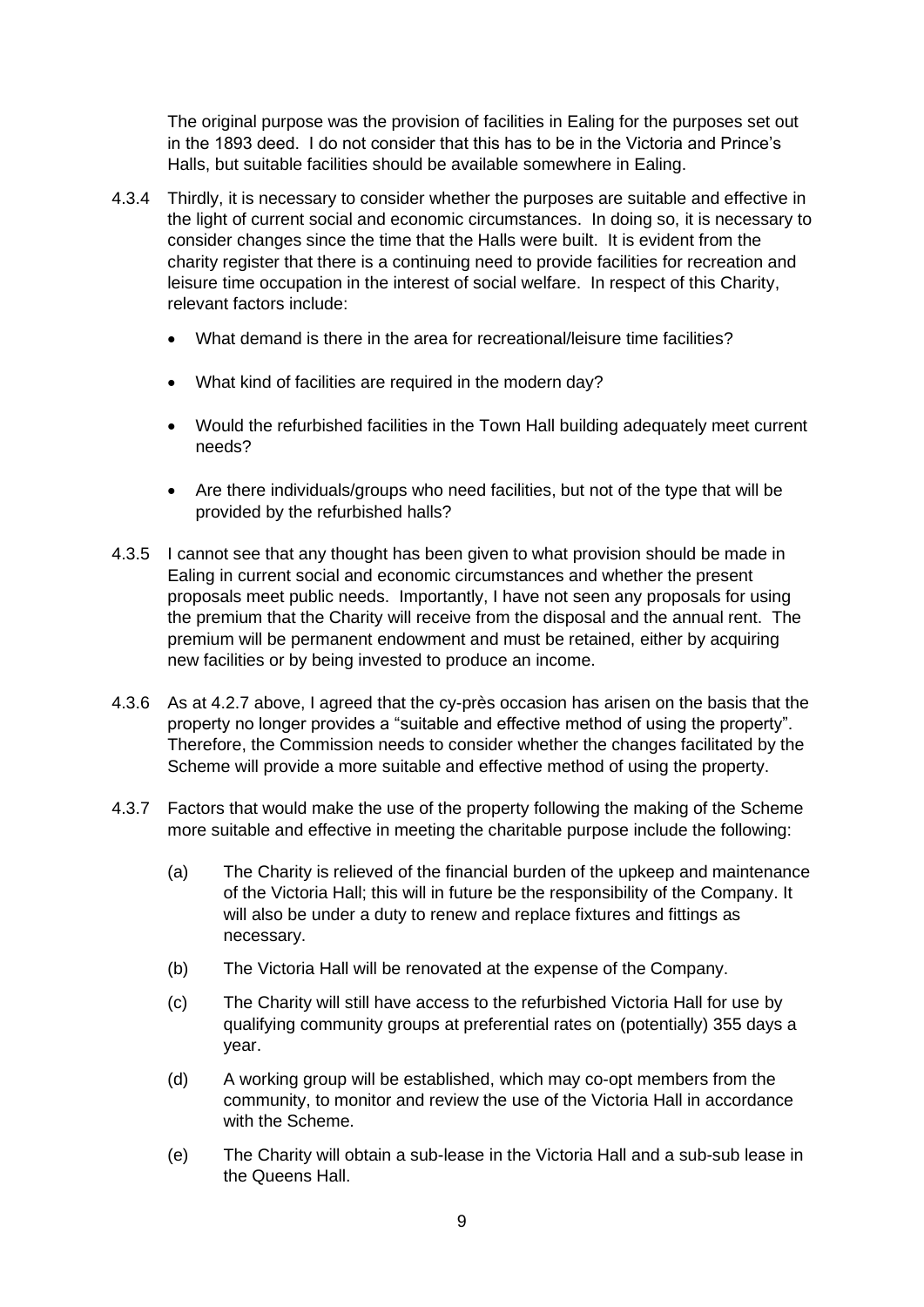The original purpose was the provision of facilities in Ealing for the purposes set out in the 1893 deed. I do not consider that this has to be in the Victoria and Prince's Halls, but suitable facilities should be available somewhere in Ealing.

4.3.4 Thirdly, it is necessary to consider whether the purposes are suitable and effective in the light of current social and economic circumstances. In doing so, it is necessary to consider changes since the time that the Halls were built. It is evident from the charity register that there is a continuing need to provide facilities for recreation and leisure time occupation in the interest of social welfare. In respect of this Charity, relevant factors include:

- What demand is there in the area for recreational/leisure time facilities?
- What kind of facilities are required in the modern day?
- Would the refurbished facilities in the Town Hall building adequately meet current needs?
- Are there individuals/groups who need facilities, but not of the type that will be provided by the refurbished halls?

4.3.5 I cannot see that any thought has been given to what provision should be made in Ealing in current social and economic circumstances and whether the present proposals meet public needs. Importantly, I have not seen any proposals for using the premium that the Charity will receive from the disposal and the annual rent. The premium will be permanent endowment and must be retained, either by acquiring new facilities or by being invested to produce an income.

4.3.6 As at 4.2.7 above, I agreed that the cy-près occasion has arisen on the basis that the property no longer provides a "suitable and effective method of using the property". Therefore, the Commission needs to consider whether the changes facilitated by the Scheme will provide a more suitable and effective method of using the property.

4.3.7 Factors that would make the use of the property following the making of the Scheme more suitable and effective in meeting the charitable purpose include the following:

(a) The Charity is relieved of the financial burden of the upkeep and maintenance of the Victoria Hall; this will in future be the responsibility of the Company. It will also be under a duty to renew and replace fixtures and fittings as necessary.

(b) The Victoria Hall will be renovated at the expense of the Company.

(c) The Charity will still have access to the refurbished Victoria Hall for use by qualifying community groups at preferential rates on (potentially) 355 days a year.

(d) A working group will be established, which may co-opt members from the community, to monitor and review the use of the Victoria Hall in accordance with the Scheme.

(e) The Charity will obtain a sub-lease in the Victoria Hall and a sub-sub lease in the Queens Hall.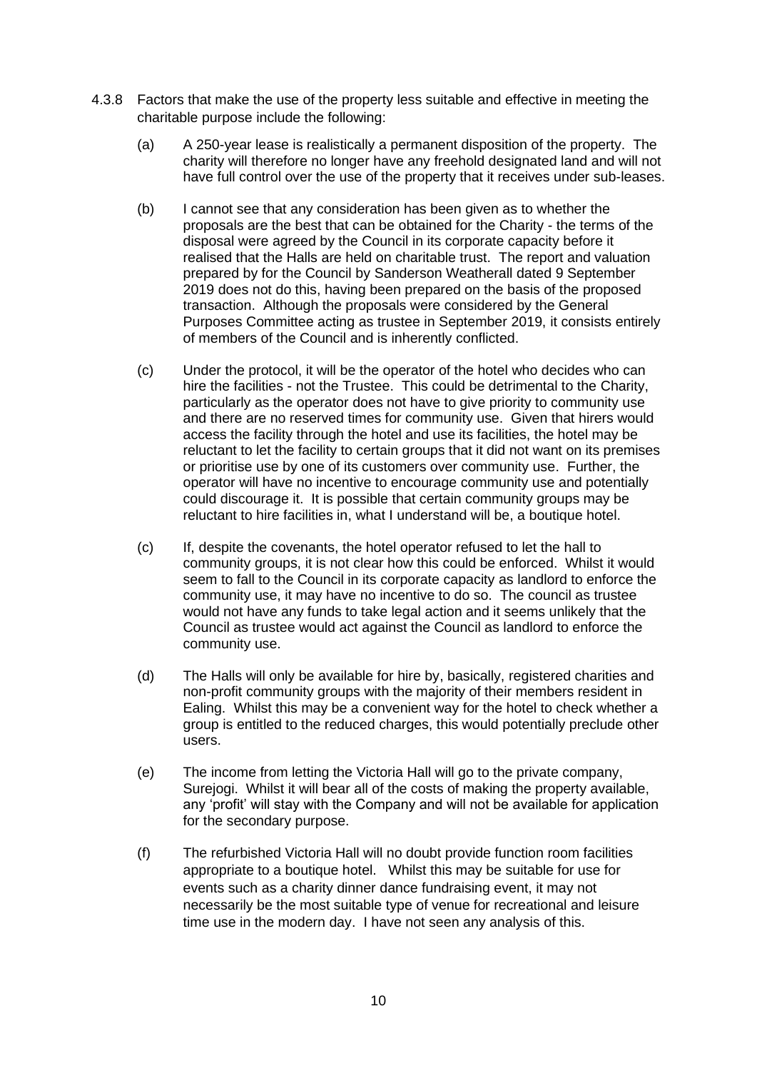4.3.8 Factors that make the use of the property less suitable and effective in meeting the charitable purpose include the following:

(a) A 250-year lease is realistically a permanent disposition of the property. The charity will therefore no longer have any freehold designated land and will not have full control over the use of the property that it receives under sub-leases.

(b) I cannot see that any consideration has been given as to whether the proposals are the best that can be obtained for the Charity - the terms of the disposal were agreed by the Council in its corporate capacity before it realised that the Halls are held on charitable trust. The report and valuation prepared by for the Council by Sanderson Weatherall dated 9 September 2019 does not do this, having been prepared on the basis of the proposed transaction. Although the proposals were considered by the General Purposes Committee acting as trustee in September 2019, it consists entirely of members of the Council and is inherently conflicted.

(c) Under the protocol, it will be the operator of the hotel who decides who can hire the facilities - not the Trustee. This could be detrimental to the Charity, particularly as the operator does not have to give priority to community use and there are no reserved times for community use. Given that hirers would access the facility through the hotel and use its facilities, the hotel may be reluctant to let the facility to certain groups that it did not want on its premises or prioritise use by one of its customers over community use. Further, the operator will have no incentive to encourage community use and potentially could discourage it. It is possible that certain community groups may be reluctant to hire facilities in, what I understand will be, a boutique hotel.

(c) If, despite the covenants, the hotel operator refused to let the hall to community groups, it is not clear how this could be enforced. Whilst it would seem to fall to the Council in its corporate capacity as landlord to enforce the community use, it may have no incentive to do so. The council as trustee would not have any funds to take legal action and it seems unlikely that the Council as trustee would act against the Council as landlord to enforce the community use.

(d) The Halls will only be available for hire by, basically, registered charities and non-profit community groups with the majority of their members resident in Ealing. Whilst this may be a convenient way for the hotel to check whether a group is entitled to the reduced charges, this would potentially preclude other users.

(e) The income from letting the Victoria Hall will go to the private company, Surejogi. Whilst it will bear all of the costs of making the property available, any 'profit' will stay with the Company and will not be available for application for the secondary purpose.

(f) The refurbished Victoria Hall will no doubt provide function room facilities appropriate to a boutique hotel. Whilst this may be suitable for use for events such as a charity dinner dance fundraising event, it may not necessarily be the most suitable type of venue for recreational and leisure time use in the modern day. I have not seen any analysis of this.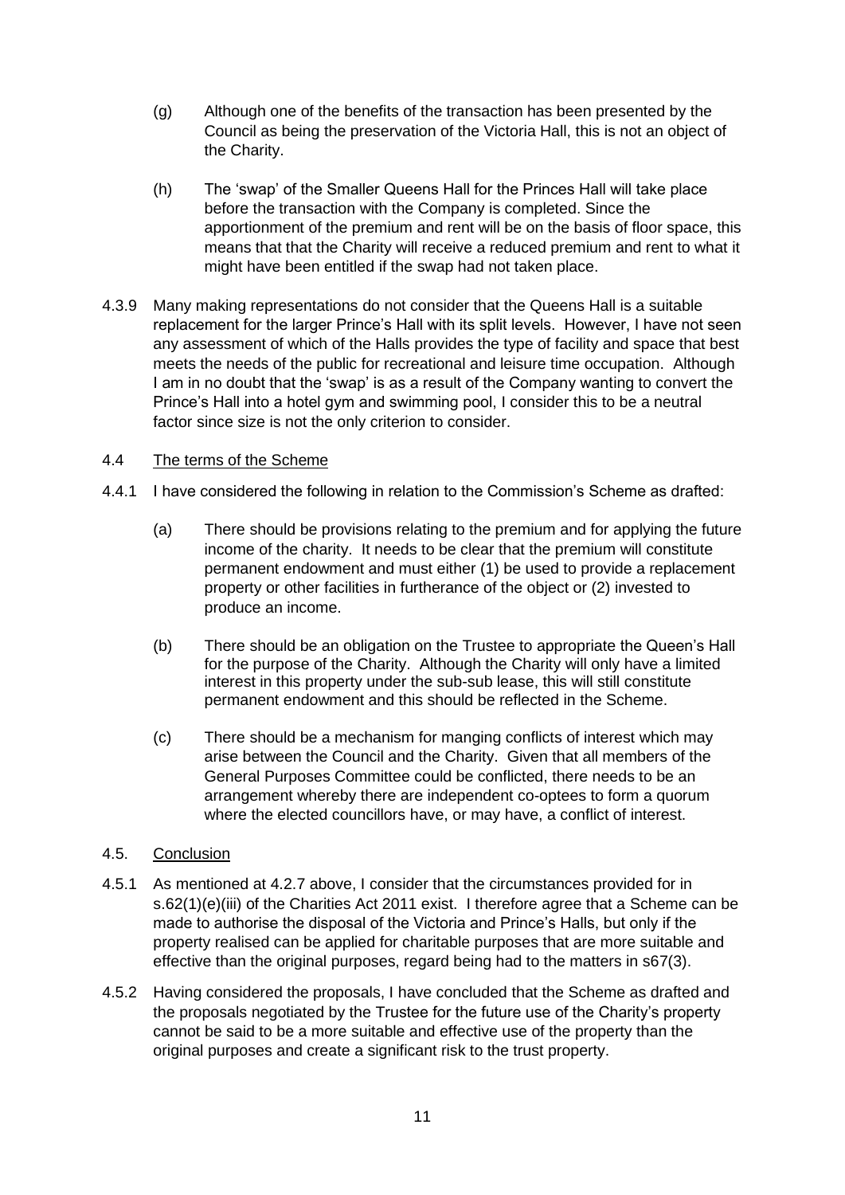(g) Although one of the benefits of the transaction has been presented by the Council as being the preservation of the Victoria Hall, this is not an object of the Charity.

(h) The 'swap' of the Smaller Queens Hall for the Princes Hall will take place before the transaction with the Company is completed. Since the apportionment of the premium and rent will be on the basis of floor space, this means that that the Charity will receive a reduced premium and rent to what it might have been entitled if the swap had not taken place.

4.3.9 Many making representations do not consider that the Queens Hall is a suitable replacement for the larger Prince's Hall with its split levels. However, I have not seen any assessment of which of the Halls provides the type of facility and space that best meets the needs of the public for recreational and leisure time occupation. Although I am in no doubt that the 'swap' is as a result of the Company wanting to convert the Prince's Hall into a hotel gym and swimming pool, I consider this to be a neutral factor since size is not the only criterion to consider.

4.4 <u>The terms of the Scheme</u>

4.4.1 I have considered the following in relation to the Commission's Scheme as drafted:

(a) There should be provisions relating to the premium and for applying the future income of the charity. It needs to be clear that the premium will constitute permanent endowment and must either (1) be used to provide a replacement property or other facilities in furtherance of the object or (2) invested to produce an income.

(b) There should be an obligation on the Trustee to appropriate the Queen's Hall for the purpose of the Charity. Although the Charity will only have a limited interest in this property under the sub-sub lease, this will still constitute permanent endowment and this should be reflected in the Scheme.

(c) There should be a mechanism for manging conflicts of interest which may arise between the Council and the Charity. Given that all members of the General Purposes Committee could be conflicted, there needs to be an arrangement whereby there are independent co-optees to form a quorum where the elected councillors have, or may have, a conflict of interest.

4.5. <u>Conclusion</u>

4.5.1 As mentioned at 4.2.7 above, I consider that the circumstances provided for in s.62(1)(e)(iii) of the Charities Act 2011 exist. I therefore agree that a Scheme can be made to authorise the disposal of the Victoria and Prince's Halls, but only if the property realised can be applied for charitable purposes that are more suitable and effective than the original purposes, regard being had to the matters in s67(3).

4.5.2 Having considered the proposals, I have concluded that the Scheme as drafted and the proposals negotiated by the Trustee for the future use of the Charity's property cannot be said to be a more suitable and effective use of the property than the original purposes and create a significant risk to the trust property.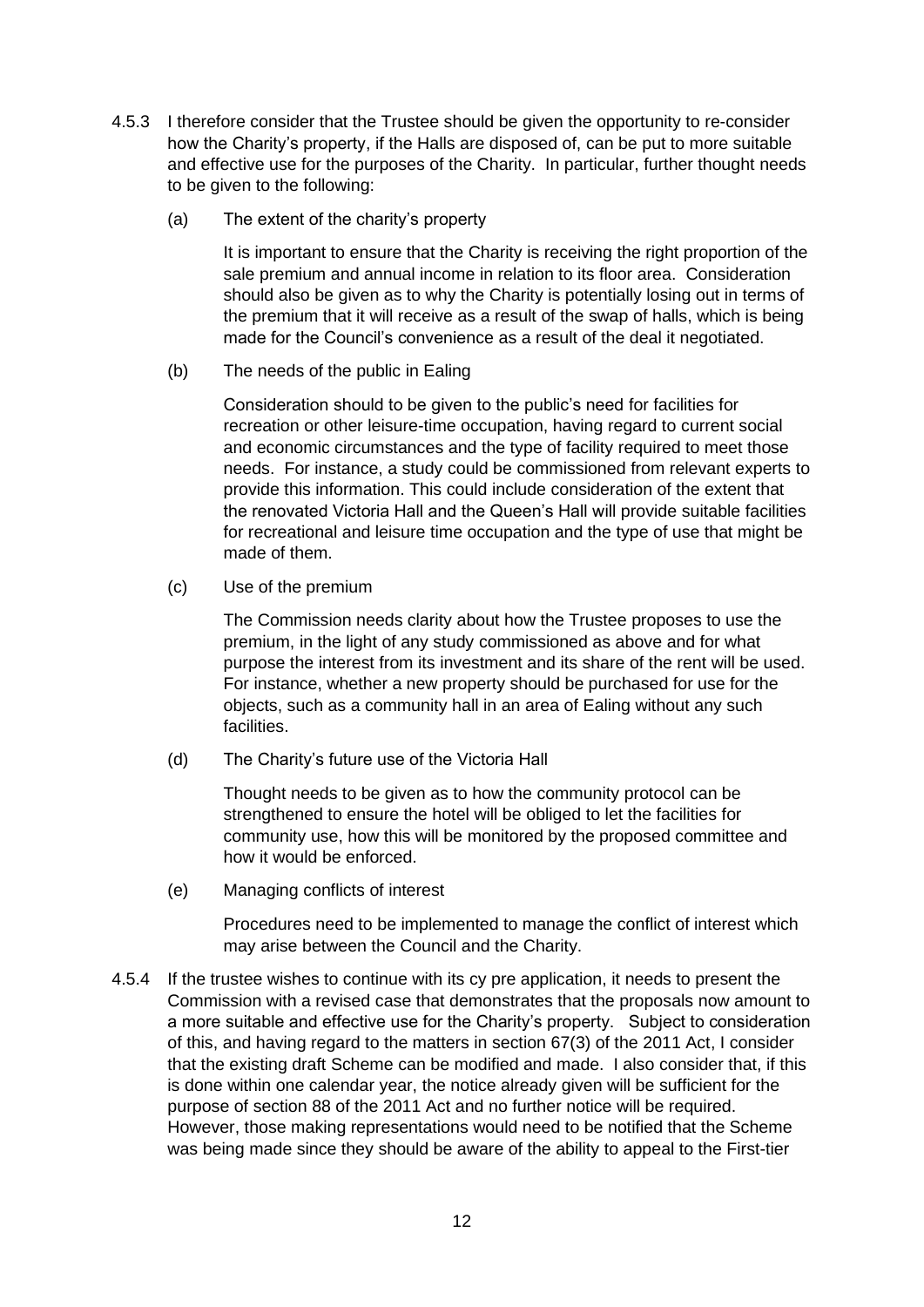4.5.3 I therefore consider that the Trustee should be given the opportunity to re-consider how the Charity's property, if the Halls are disposed of, can be put to more suitable and effective use for the purposes of the Charity. In particular, further thought needs to be given to the following:

(a) The extent of the charity's property

It is important to ensure that the Charity is receiving the right proportion of the sale premium and annual income in relation to its floor area. Consideration should also be given as to why the Charity is potentially losing out in terms of the premium that it will receive as a result of the swap of halls, which is being made for the Council's convenience as a result of the deal it negotiated.

(b) The needs of the public in Ealing

Consideration should to be given to the public's need for facilities for recreation or other leisure-time occupation, having regard to current social and economic circumstances and the type of facility required to meet those needs. For instance, a study could be commissioned from relevant experts to provide this information. This could include consideration of the extent that the renovated Victoria Hall and the Queen's Hall will provide suitable facilities for recreational and leisure time occupation and the type of use that might be made of them.

(c) Use of the premium

The Commission needs clarity about how the Trustee proposes to use the premium, in the light of any study commissioned as above and for what purpose the interest from its investment and its share of the rent will be used. For instance, whether a new property should be purchased for use for the objects, such as a community hall in an area of Ealing without any such facilities.

(d) The Charity's future use of the Victoria Hall

Thought needs to be given as to how the community protocol can be strengthened to ensure the hotel will be obliged to let the facilities for community use, how this will be monitored by the proposed committee and how it would be enforced.

(e) Managing conflicts of interest

Procedures need to be implemented to manage the conflict of interest which may arise between the Council and the Charity.

4.5.4 If the trustee wishes to continue with its cy pre application, it needs to present the Commission with a revised case that demonstrates that the proposals now amount to a more suitable and effective use for the Charity's property. Subject to consideration of this, and having regard to the matters in section 67(3) of the 2011 Act, I consider that the existing draft Scheme can be modified and made. I also consider that, if this is done within one calendar year, the notice already given will be sufficient for the purpose of section 88 of the 2011 Act and no further notice will be required. However, those making representations would need to be notified that the Scheme was being made since they should be aware of the ability to appeal to the First-tier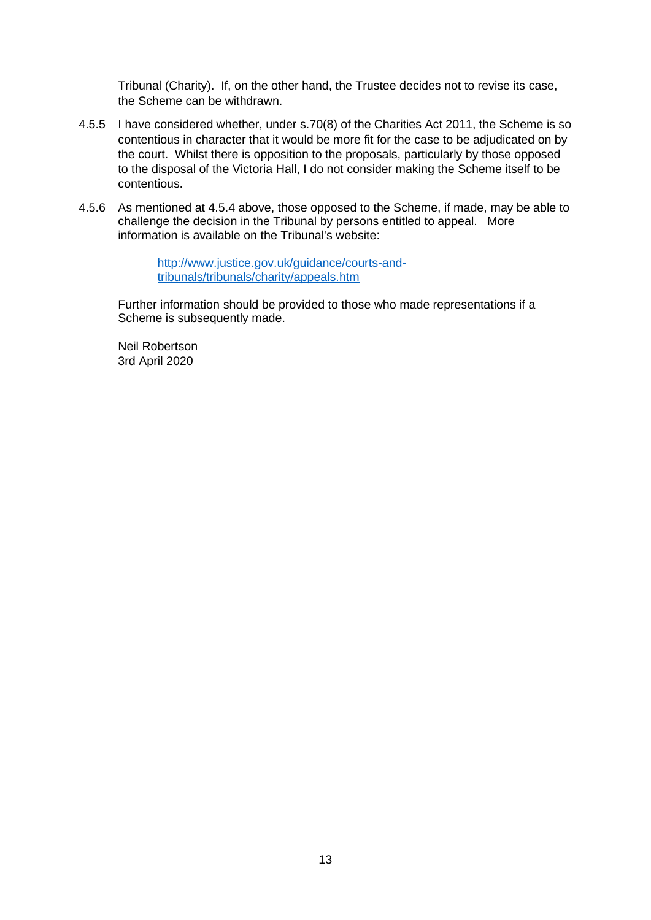Tribunal (Charity). If, on the other hand, the Trustee decides not to revise its case, the Scheme can be withdrawn.

4.5.5 I have considered whether, under s.70(8) of the Charities Act 2011, the Scheme is so contentious in character that it would be more fit for the case to be adjudicated on by the court. Whilst there is opposition to the proposals, particularly by those opposed to the disposal of the Victoria Hall, I do not consider making the Scheme itself to be contentious.

4.5.6 As mentioned at 4.5.4 above, those opposed to the Scheme, if made, may be able to challenge the decision in the Tribunal by persons entitled to appeal. More information is available on the Tribunal's website:

> http://www.justice.gov.uk/guidance/courts-and-tribunals/tribunals/charity/appeals.htm

Further information should be provided to those who made representations if a Scheme is subsequently made.

Neil Robertson
3rd April 2020